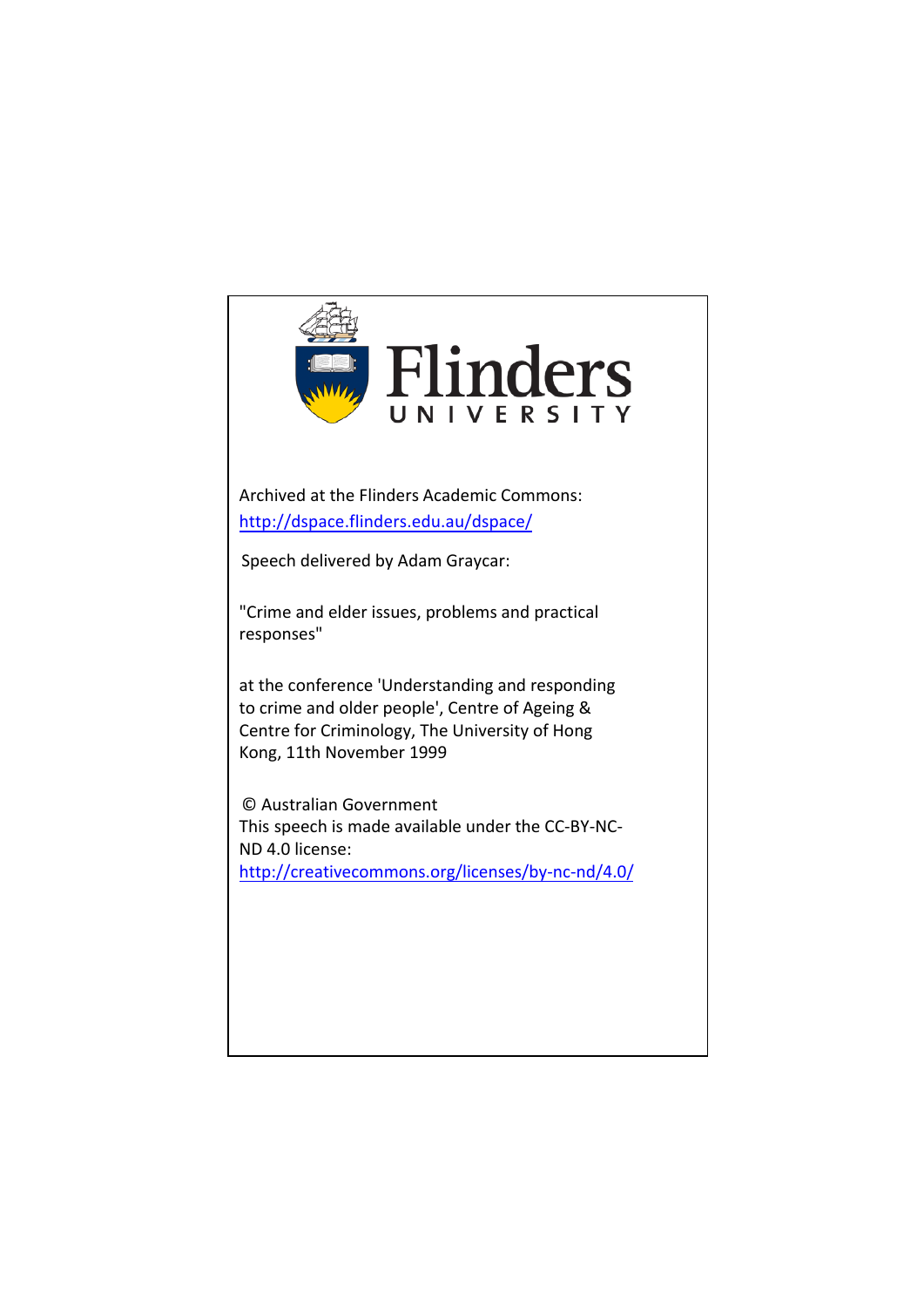Flinders UNIVERSITY

Archived at the Flinders Academic Commons:
http://dspace.flinders.edu.au/dspace/

Speech delivered by Adam Graycar:

"Crime and elder issues, problems and practical responses"

at the conference 'Understanding and responding to crime and older people', Centre of Ageing & Centre for Criminology, The University of Hong Kong, 11th November 1999

© Australian Government
This speech is made available under the CC-BY-NC-ND 4.0 license:
http://creativecommons.org/licenses/by-nc-nd/4.0/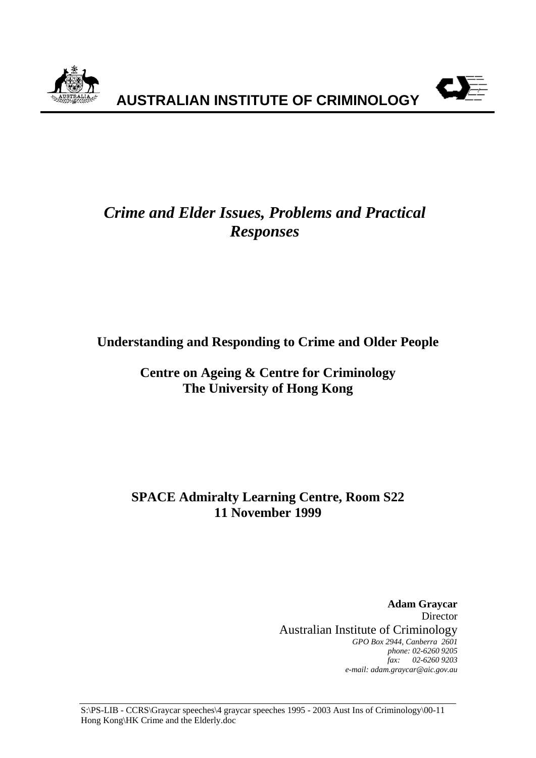**AUSTRALIAN INSTITUTE OF CRIMINOLOGY**

# *Crime and Elder Issues, Problems and Practical Responses*

**Understanding and Responding to Crime and Older People**

**Centre on Ageing & Centre for Criminology**
**The University of Hong Kong**

**SPACE Admiralty Learning Centre, Room S22**
**11 November 1999**

**Adam Graycar**
Director
Australian Institute of Criminology
*GPO Box 2944, Canberra 2601*
*phone: 02-6260 9205*
*fax: 02-6260 9203*
*e-mail: adam.graycar@aic.gov.au*

S:\PS-LIB - CCRS\Graycar speeches\4 graycar speeches 1995 - 2003 Aust Ins of Criminology\00-11 Hong Kong\HK Crime and the Elderly.doc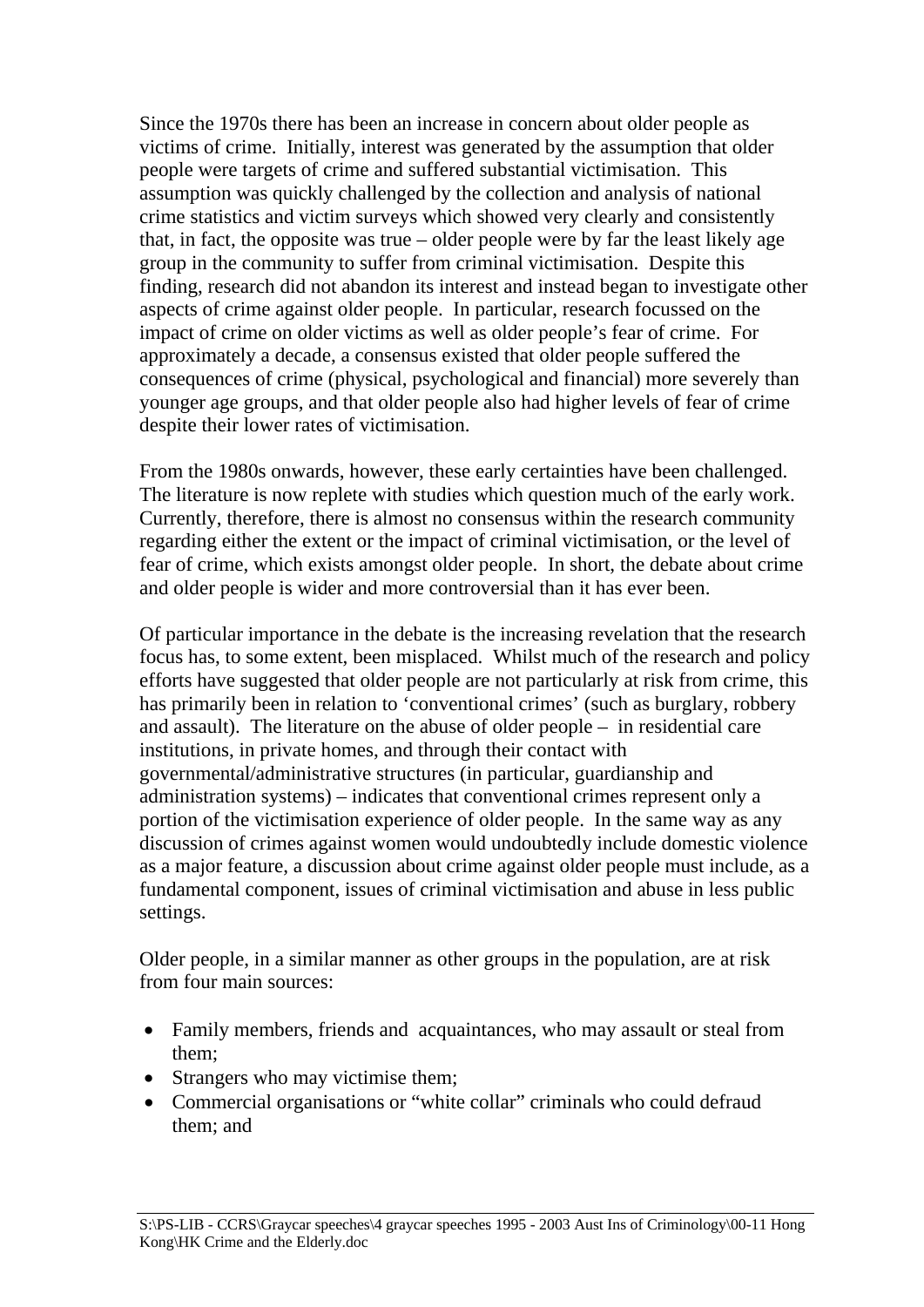Since the 1970s there has been an increase in concern about older people as victims of crime. Initially, interest was generated by the assumption that older people were targets of crime and suffered substantial victimisation. This assumption was quickly challenged by the collection and analysis of national crime statistics and victim surveys which showed very clearly and consistently that, in fact, the opposite was true – older people were by far the least likely age group in the community to suffer from criminal victimisation. Despite this finding, research did not abandon its interest and instead began to investigate other aspects of crime against older people. In particular, research focussed on the impact of crime on older victims as well as older people's fear of crime. For approximately a decade, a consensus existed that older people suffered the consequences of crime (physical, psychological and financial) more severely than younger age groups, and that older people also had higher levels of fear of crime despite their lower rates of victimisation.

From the 1980s onwards, however, these early certainties have been challenged. The literature is now replete with studies which question much of the early work. Currently, therefore, there is almost no consensus within the research community regarding either the extent or the impact of criminal victimisation, or the level of fear of crime, which exists amongst older people. In short, the debate about crime and older people is wider and more controversial than it has ever been.

Of particular importance in the debate is the increasing revelation that the research focus has, to some extent, been misplaced. Whilst much of the research and policy efforts have suggested that older people are not particularly at risk from crime, this has primarily been in relation to 'conventional crimes' (such as burglary, robbery and assault). The literature on the abuse of older people – in residential care institutions, in private homes, and through their contact with governmental/administrative structures (in particular, guardianship and administration systems) – indicates that conventional crimes represent only a portion of the victimisation experience of older people. In the same way as any discussion of crimes against women would undoubtedly include domestic violence as a major feature, a discussion about crime against older people must include, as a fundamental component, issues of criminal victimisation and abuse in less public settings.

Older people, in a similar manner as other groups in the population, are at risk from four main sources:

- Family members, friends and acquaintances, who may assault or steal from them;
- Strangers who may victimise them;
- Commercial organisations or "white collar" criminals who could defraud them; and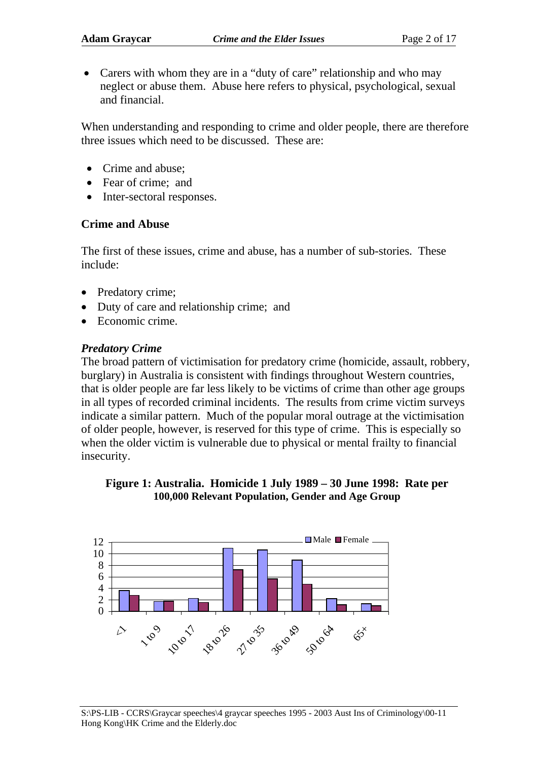- Carers with whom they are in a "duty of care" relationship and who may neglect or abuse them. Abuse here refers to physical, psychological, sexual and financial.

When understanding and responding to crime and older people, there are therefore three issues which need to be discussed. These are:

- Crime and abuse;
- Fear of crime; and
- Inter-sectoral responses.

## Crime and Abuse

The first of these issues, crime and abuse, has a number of sub-stories. These include:

- Predatory crime;
- Duty of care and relationship crime; and
- Economic crime.

### *Predatory Crime*

The broad pattern of victimisation for predatory crime (homicide, assault, robbery, burglary) in Australia is consistent with findings throughout Western countries, that is older people are far less likely to be victims of crime than other age groups in all types of recorded criminal incidents. The results from crime victim surveys indicate a similar pattern. Much of the popular moral outrage at the victimisation of older people, however, is reserved for this type of crime. This is especially so when the older victim is vulnerable due to physical or mental frailty to financial insecurity.

**Figure 1: Australia. Homicide 1 July 1989 – 30 June 1998: Rate per 100,000 Relevant Population, Gender and Age Group**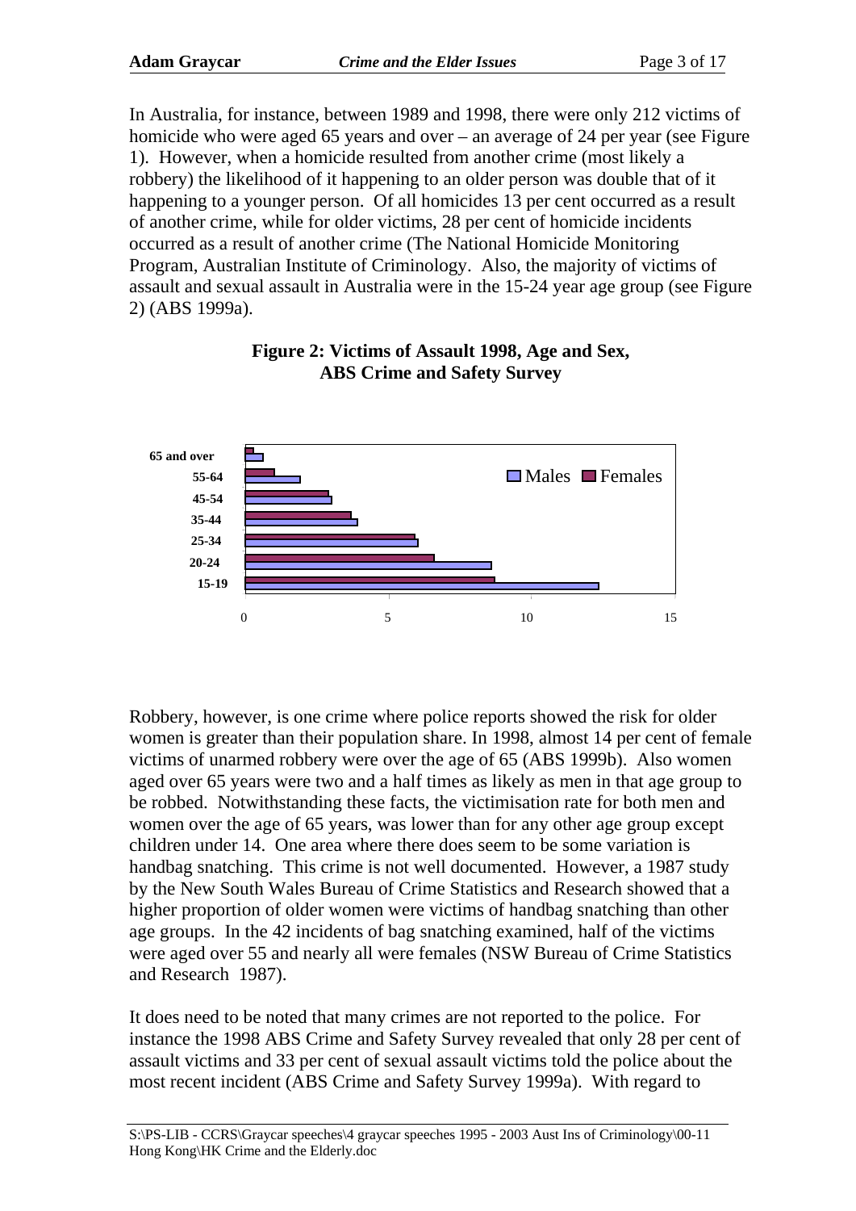In Australia, for instance, between 1989 and 1998, there were only 212 victims of homicide who were aged 65 years and over – an average of 24 per year (see Figure 1). However, when a homicide resulted from another crime (most likely a robbery) the likelihood of it happening to an older person was double that of it happening to a younger person. Of all homicides 13 per cent occurred as a result of another crime, while for older victims, 28 per cent of homicide incidents occurred as a result of another crime (The National Homicide Monitoring Program, Australian Institute of Criminology. Also, the majority of victims of assault and sexual assault in Australia were in the 15-24 year age group (see Figure 2) (ABS 1999a).

**Figure 2: Victims of Assault 1998, Age and Sex, ABS Crime and Safety Survey**

Robbery, however, is one crime where police reports showed the risk for older women is greater than their population share. In 1998, almost 14 per cent of female victims of unarmed robbery were over the age of 65 (ABS 1999b). Also women aged over 65 years were two and a half times as likely as men in that age group to be robbed. Notwithstanding these facts, the victimisation rate for both men and women over the age of 65 years, was lower than for any other age group except children under 14. One area where there does seem to be some variation is handbag snatching. This crime is not well documented. However, a 1987 study by the New South Wales Bureau of Crime Statistics and Research showed that a higher proportion of older women were victims of handbag snatching than other age groups. In the 42 incidents of bag snatching examined, half of the victims were aged over 55 and nearly all were females (NSW Bureau of Crime Statistics and Research 1987).

It does need to be noted that many crimes are not reported to the police. For instance the 1998 ABS Crime and Safety Survey revealed that only 28 per cent of assault victims and 33 per cent of sexual assault victims told the police about the most recent incident (ABS Crime and Safety Survey 1999a). With regard to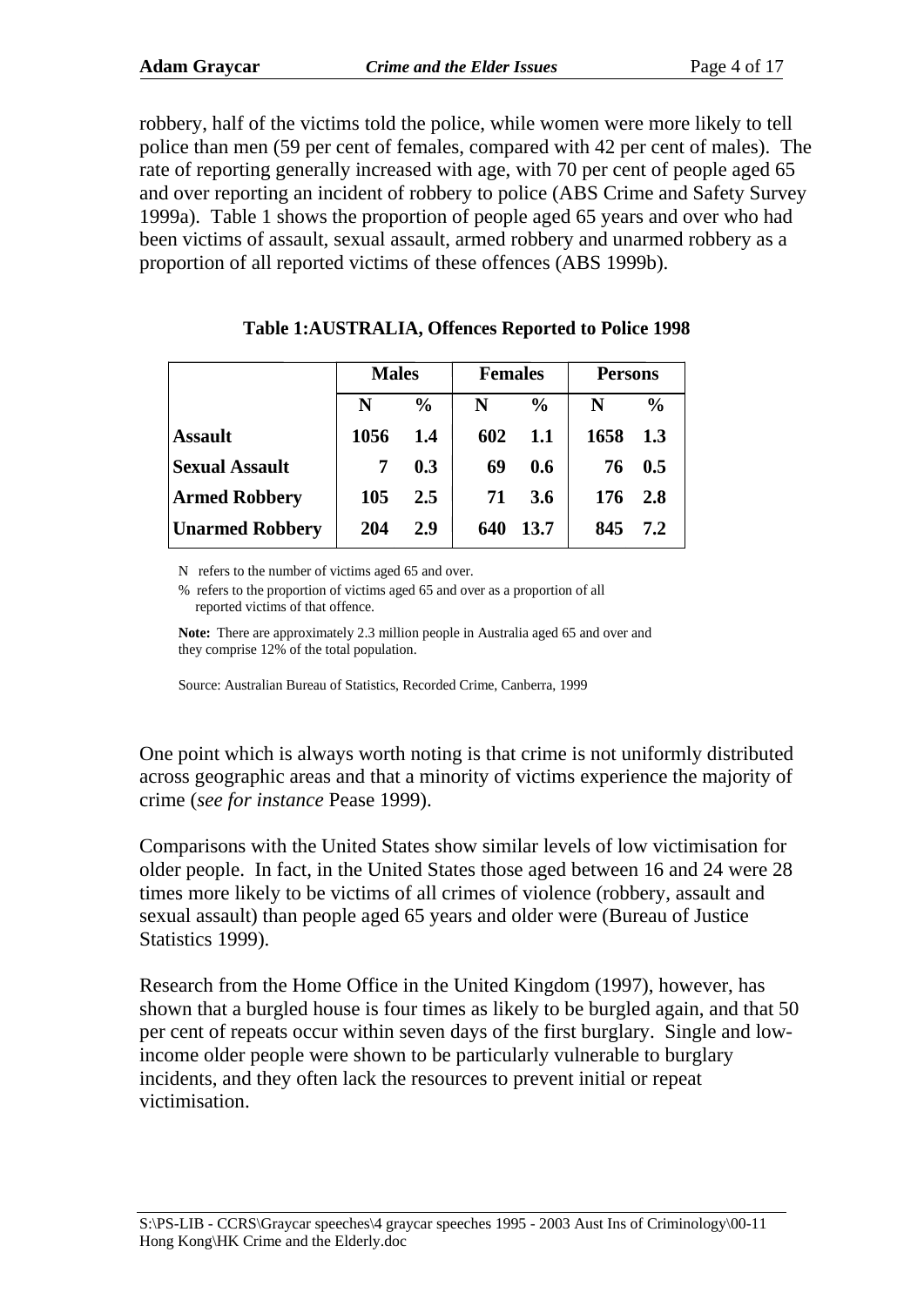robbery, half of the victims told the police, while women were more likely to tell police than men (59 per cent of females, compared with 42 per cent of males). The rate of reporting generally increased with age, with 70 per cent of people aged 65 and over reporting an incident of robbery to police (ABS Crime and Safety Survey 1999a). Table 1 shows the proportion of people aged 65 years and over who had been victims of assault, sexual assault, armed robbery and unarmed robbery as a proportion of all reported victims of these offences (ABS 1999b).

**Table 1:AUSTRALIA, Offences Reported to Police 1998**

| | **Males** | | **Females** | | **Persons** | |
|---|---|---|---|---|---|---|
| | **N** | **%** | **N** | **%** | **N** | **%** |
| **Assault** | **1056** | **1.4** | **602** | **1.1** | **1658** | **1.3** |
| **Sexual Assault** | **7** | **0.3** | **69** | **0.6** | **76** | **0.5** |
| **Armed Robbery** | **105** | **2.5** | **71** | **3.6** | **176** | **2.8** |
| **Unarmed Robbery** | **204** | **2.9** | **640** | **13.7** | **845** | **7.2** |

N refers to the number of victims aged 65 and over.

% refers to the proportion of victims aged 65 and over as a proportion of all reported victims of that offence.

**Note:** There are approximately 2.3 million people in Australia aged 65 and over and they comprise 12% of the total population.

Source: Australian Bureau of Statistics, Recorded Crime, Canberra, 1999

One point which is always worth noting is that crime is not uniformly distributed across geographic areas and that a minority of victims experience the majority of crime (*see for instance* Pease 1999).

Comparisons with the United States show similar levels of low victimisation for older people. In fact, in the United States those aged between 16 and 24 were 28 times more likely to be victims of all crimes of violence (robbery, assault and sexual assault) than people aged 65 years and older were (Bureau of Justice Statistics 1999).

Research from the Home Office in the United Kingdom (1997), however, has shown that a burgled house is four times as likely to be burgled again, and that 50 per cent of repeats occur within seven days of the first burglary. Single and low-income older people were shown to be particularly vulnerable to burglary incidents, and they often lack the resources to prevent initial or repeat victimisation.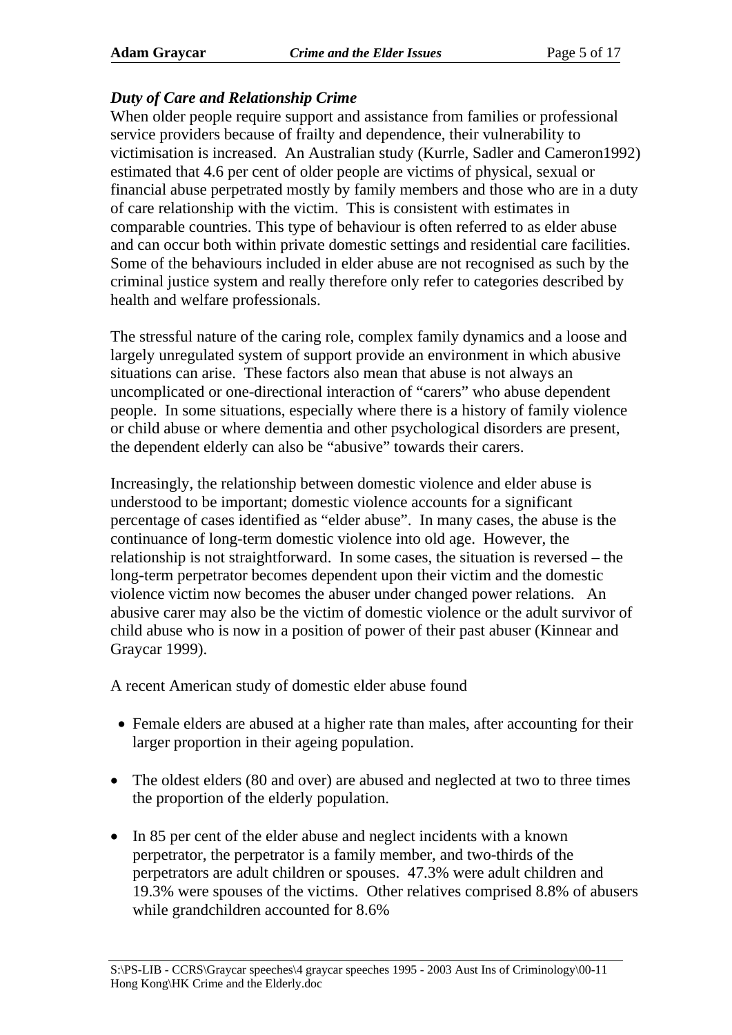### *Duty of Care and Relationship Crime*

When older people require support and assistance from families or professional service providers because of frailty and dependence, their vulnerability to victimisation is increased. An Australian study (Kurrle, Sadler and Cameron1992) estimated that 4.6 per cent of older people are victims of physical, sexual or financial abuse perpetrated mostly by family members and those who are in a duty of care relationship with the victim. This is consistent with estimates in comparable countries. This type of behaviour is often referred to as elder abuse and can occur both within private domestic settings and residential care facilities. Some of the behaviours included in elder abuse are not recognised as such by the criminal justice system and really therefore only refer to categories described by health and welfare professionals.

The stressful nature of the caring role, complex family dynamics and a loose and largely unregulated system of support provide an environment in which abusive situations can arise. These factors also mean that abuse is not always an uncomplicated or one-directional interaction of "carers" who abuse dependent people. In some situations, especially where there is a history of family violence or child abuse or where dementia and other psychological disorders are present, the dependent elderly can also be "abusive" towards their carers.

Increasingly, the relationship between domestic violence and elder abuse is understood to be important; domestic violence accounts for a significant percentage of cases identified as "elder abuse". In many cases, the abuse is the continuance of long-term domestic violence into old age. However, the relationship is not straightforward. In some cases, the situation is reversed – the long-term perpetrator becomes dependent upon their victim and the domestic violence victim now becomes the abuser under changed power relations. An abusive carer may also be the victim of domestic violence or the adult survivor of child abuse who is now in a position of power of their past abuser (Kinnear and Graycar 1999).

A recent American study of domestic elder abuse found

- Female elders are abused at a higher rate than males, after accounting for their larger proportion in their ageing population.
- The oldest elders (80 and over) are abused and neglected at two to three times the proportion of the elderly population.
- In 85 per cent of the elder abuse and neglect incidents with a known perpetrator, the perpetrator is a family member, and two-thirds of the perpetrators are adult children or spouses. 47.3% were adult children and 19.3% were spouses of the victims. Other relatives comprised 8.8% of abusers while grandchildren accounted for 8.6%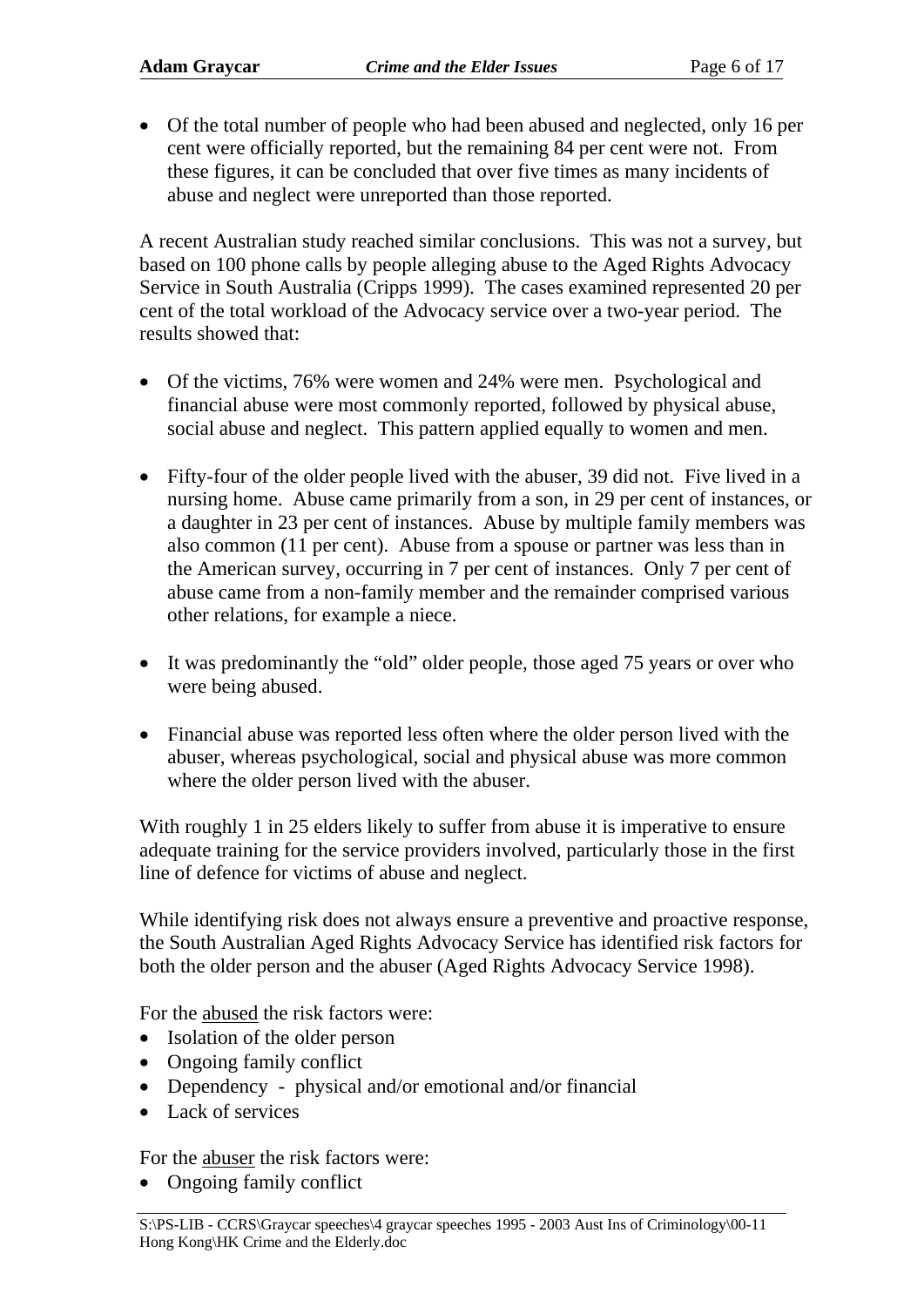- Of the total number of people who had been abused and neglected, only 16 per cent were officially reported, but the remaining 84 per cent were not. From these figures, it can be concluded that over five times as many incidents of abuse and neglect were unreported than those reported.

A recent Australian study reached similar conclusions. This was not a survey, but based on 100 phone calls by people alleging abuse to the Aged Rights Advocacy Service in South Australia (Cripps 1999). The cases examined represented 20 per cent of the total workload of the Advocacy service over a two-year period. The results showed that:

- Of the victims, 76% were women and 24% were men. Psychological and financial abuse were most commonly reported, followed by physical abuse, social abuse and neglect. This pattern applied equally to women and men.

- Fifty-four of the older people lived with the abuser, 39 did not. Five lived in a nursing home. Abuse came primarily from a son, in 29 per cent of instances, or a daughter in 23 per cent of instances. Abuse by multiple family members was also common (11 per cent). Abuse from a spouse or partner was less than in the American survey, occurring in 7 per cent of instances. Only 7 per cent of abuse came from a non-family member and the remainder comprised various other relations, for example a niece.

- It was predominantly the "old" older people, those aged 75 years or over who were being abused.

- Financial abuse was reported less often where the older person lived with the abuser, whereas psychological, social and physical abuse was more common where the older person lived with the abuser.

With roughly 1 in 25 elders likely to suffer from abuse it is imperative to ensure adequate training for the service providers involved, particularly those in the first line of defence for victims of abuse and neglect.

While identifying risk does not always ensure a preventive and proactive response, the South Australian Aged Rights Advocacy Service has identified risk factors for both the older person and the abuser (Aged Rights Advocacy Service 1998).

For the abused the risk factors were:

- Isolation of the older person
- Ongoing family conflict
- Dependency - physical and/or emotional and/or financial
- Lack of services

For the abuser the risk factors were:

- Ongoing family conflict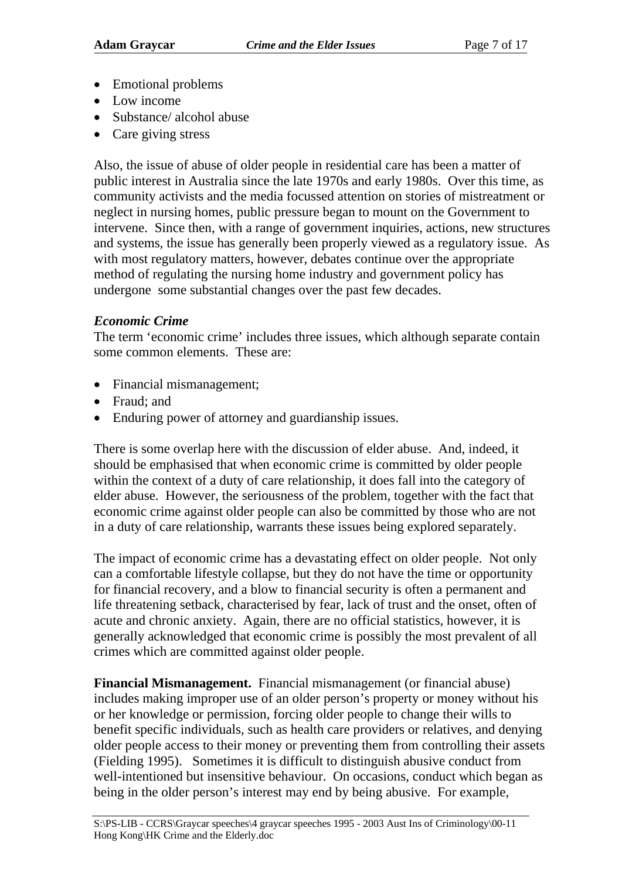- Emotional problems
- Low income
- Substance/ alcohol abuse
- Care giving stress

Also, the issue of abuse of older people in residential care has been a matter of public interest in Australia since the late 1970s and early 1980s. Over this time, as community activists and the media focussed attention on stories of mistreatment or neglect in nursing homes, public pressure began to mount on the Government to intervene. Since then, with a range of government inquiries, actions, new structures and systems, the issue has generally been properly viewed as a regulatory issue. As with most regulatory matters, however, debates continue over the appropriate method of regulating the nursing home industry and government policy has undergone some substantial changes over the past few decades.

### *Economic Crime*

The term 'economic crime' includes three issues, which although separate contain some common elements. These are:

- Financial mismanagement;
- Fraud; and
- Enduring power of attorney and guardianship issues.

There is some overlap here with the discussion of elder abuse. And, indeed, it should be emphasised that when economic crime is committed by older people within the context of a duty of care relationship, it does fall into the category of elder abuse. However, the seriousness of the problem, together with the fact that economic crime against older people can also be committed by those who are not in a duty of care relationship, warrants these issues being explored separately.

The impact of economic crime has a devastating effect on older people. Not only can a comfortable lifestyle collapse, but they do not have the time or opportunity for financial recovery, and a blow to financial security is often a permanent and life threatening setback, characterised by fear, lack of trust and the onset, often of acute and chronic anxiety. Again, there are no official statistics, however, it is generally acknowledged that economic crime is possibly the most prevalent of all crimes which are committed against older people.

**Financial Mismanagement.** Financial mismanagement (or financial abuse) includes making improper use of an older person's property or money without his or her knowledge or permission, forcing older people to change their wills to benefit specific individuals, such as health care providers or relatives, and denying older people access to their money or preventing them from controlling their assets (Fielding 1995). Sometimes it is difficult to distinguish abusive conduct from well-intentioned but insensitive behaviour. On occasions, conduct which began as being in the older person's interest may end by being abusive. For example,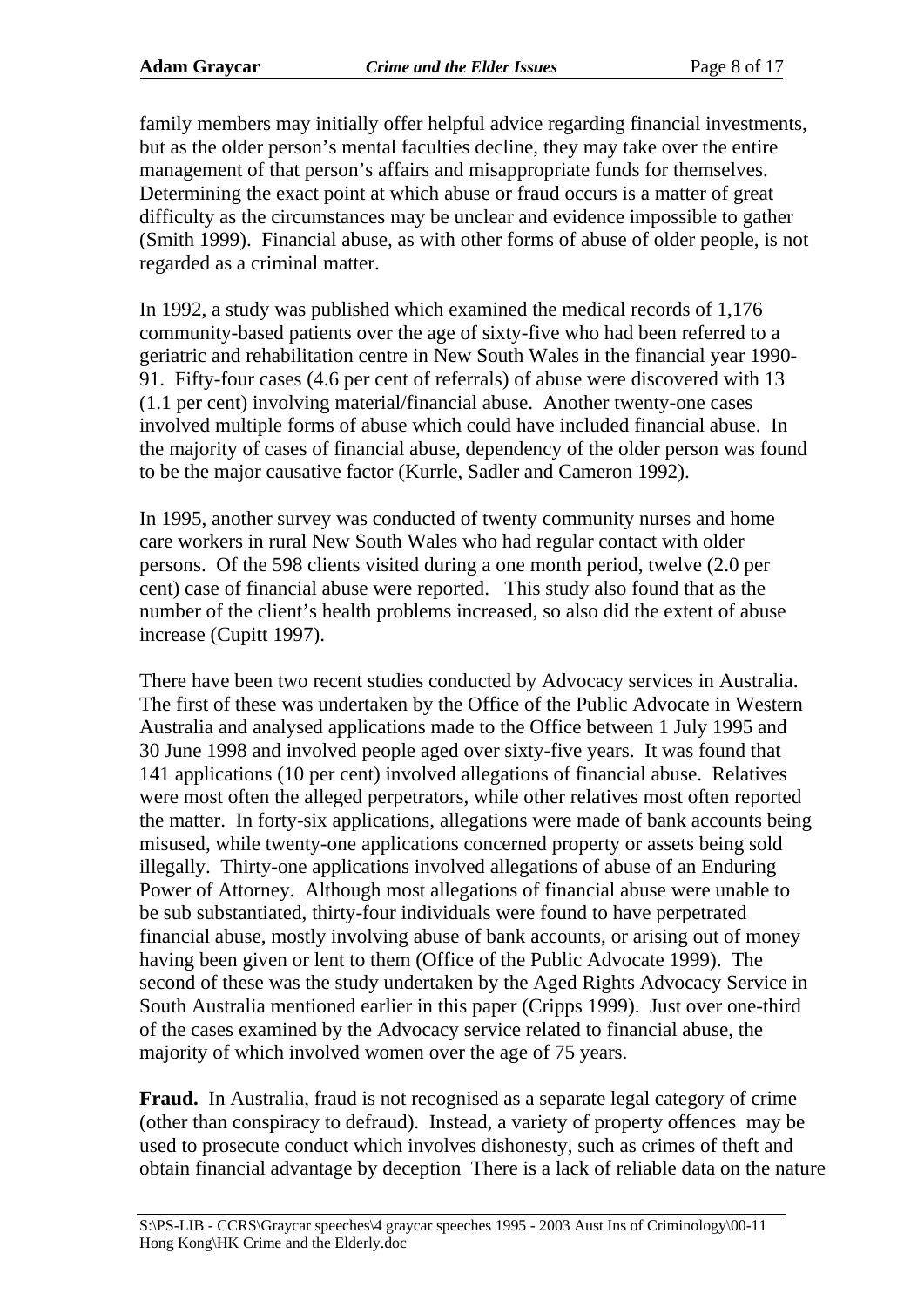family members may initially offer helpful advice regarding financial investments, but as the older person's mental faculties decline, they may take over the entire management of that person's affairs and misappropriate funds for themselves. Determining the exact point at which abuse or fraud occurs is a matter of great difficulty as the circumstances may be unclear and evidence impossible to gather (Smith 1999). Financial abuse, as with other forms of abuse of older people, is not regarded as a criminal matter.

In 1992, a study was published which examined the medical records of 1,176 community-based patients over the age of sixty-five who had been referred to a geriatric and rehabilitation centre in New South Wales in the financial year 1990-91. Fifty-four cases (4.6 per cent of referrals) of abuse were discovered with 13 (1.1 per cent) involving material/financial abuse. Another twenty-one cases involved multiple forms of abuse which could have included financial abuse. In the majority of cases of financial abuse, dependency of the older person was found to be the major causative factor (Kurrle, Sadler and Cameron 1992).

In 1995, another survey was conducted of twenty community nurses and home care workers in rural New South Wales who had regular contact with older persons. Of the 598 clients visited during a one month period, twelve (2.0 per cent) case of financial abuse were reported. This study also found that as the number of the client's health problems increased, so also did the extent of abuse increase (Cupitt 1997).

There have been two recent studies conducted by Advocacy services in Australia. The first of these was undertaken by the Office of the Public Advocate in Western Australia and analysed applications made to the Office between 1 July 1995 and 30 June 1998 and involved people aged over sixty-five years. It was found that 141 applications (10 per cent) involved allegations of financial abuse. Relatives were most often the alleged perpetrators, while other relatives most often reported the matter. In forty-six applications, allegations were made of bank accounts being misused, while twenty-one applications concerned property or assets being sold illegally. Thirty-one applications involved allegations of abuse of an Enduring Power of Attorney. Although most allegations of financial abuse were unable to be sub substantiated, thirty-four individuals were found to have perpetrated financial abuse, mostly involving abuse of bank accounts, or arising out of money having been given or lent to them (Office of the Public Advocate 1999). The second of these was the study undertaken by the Aged Rights Advocacy Service in South Australia mentioned earlier in this paper (Cripps 1999). Just over one-third of the cases examined by the Advocacy service related to financial abuse, the majority of which involved women over the age of 75 years.

**Fraud.** In Australia, fraud is not recognised as a separate legal category of crime (other than conspiracy to defraud). Instead, a variety of property offences may be used to prosecute conduct which involves dishonesty, such as crimes of theft and obtain financial advantage by deception There is a lack of reliable data on the nature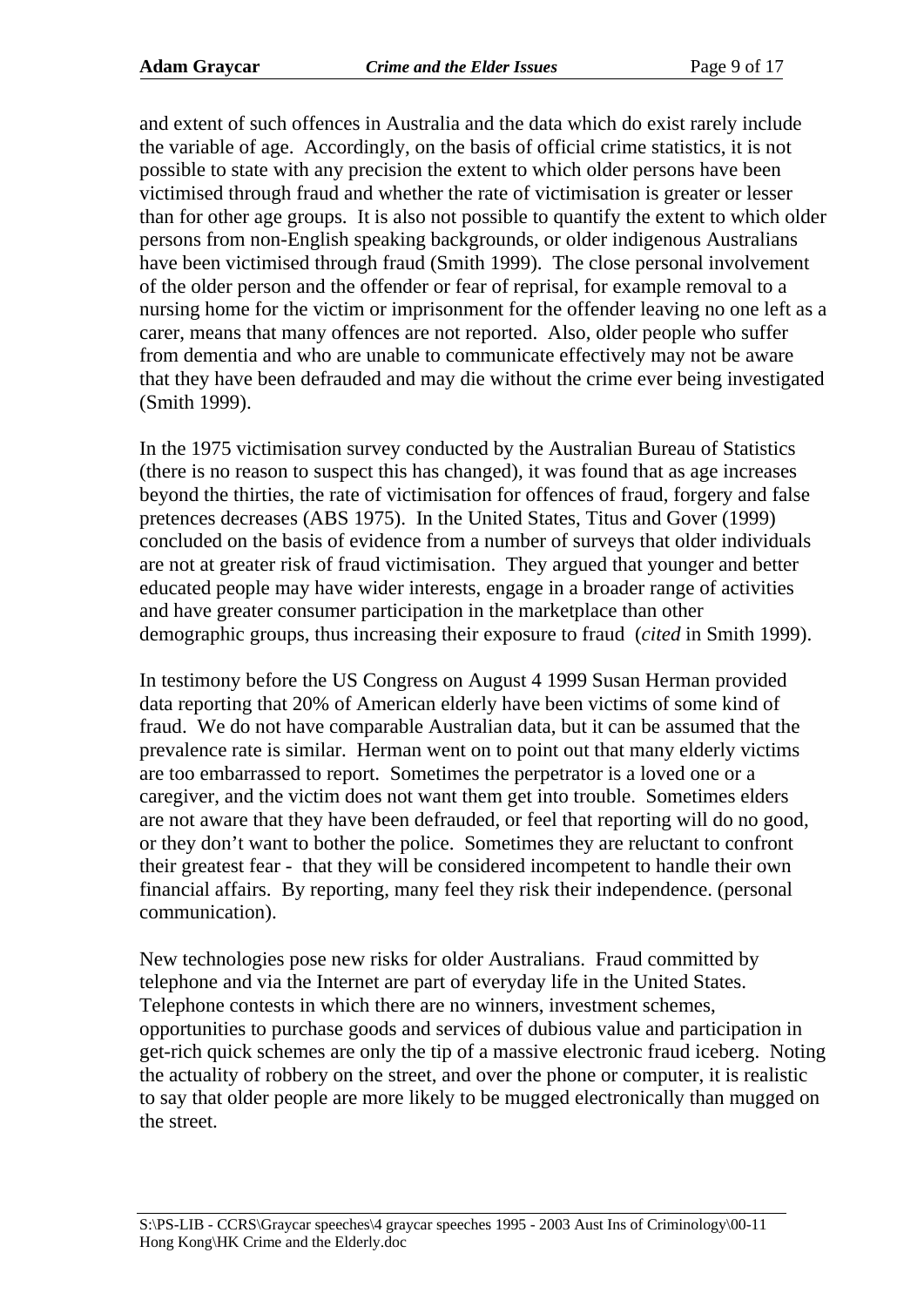and extent of such offences in Australia and the data which do exist rarely include the variable of age. Accordingly, on the basis of official crime statistics, it is not possible to state with any precision the extent to which older persons have been victimised through fraud and whether the rate of victimisation is greater or lesser than for other age groups. It is also not possible to quantify the extent to which older persons from non-English speaking backgrounds, or older indigenous Australians have been victimised through fraud (Smith 1999). The close personal involvement of the older person and the offender or fear of reprisal, for example removal to a nursing home for the victim or imprisonment for the offender leaving no one left as a carer, means that many offences are not reported. Also, older people who suffer from dementia and who are unable to communicate effectively may not be aware that they have been defrauded and may die without the crime ever being investigated (Smith 1999).

In the 1975 victimisation survey conducted by the Australian Bureau of Statistics (there is no reason to suspect this has changed), it was found that as age increases beyond the thirties, the rate of victimisation for offences of fraud, forgery and false pretences decreases (ABS 1975). In the United States, Titus and Gover (1999) concluded on the basis of evidence from a number of surveys that older individuals are not at greater risk of fraud victimisation. They argued that younger and better educated people may have wider interests, engage in a broader range of activities and have greater consumer participation in the marketplace than other demographic groups, thus increasing their exposure to fraud (*cited* in Smith 1999).

In testimony before the US Congress on August 4 1999 Susan Herman provided data reporting that 20% of American elderly have been victims of some kind of fraud. We do not have comparable Australian data, but it can be assumed that the prevalence rate is similar. Herman went on to point out that many elderly victims are too embarrassed to report. Sometimes the perpetrator is a loved one or a caregiver, and the victim does not want them get into trouble. Sometimes elders are not aware that they have been defrauded, or feel that reporting will do no good, or they don't want to bother the police. Sometimes they are reluctant to confront their greatest fear - that they will be considered incompetent to handle their own financial affairs. By reporting, many feel they risk their independence. (personal communication).

New technologies pose new risks for older Australians. Fraud committed by telephone and via the Internet are part of everyday life in the United States. Telephone contests in which there are no winners, investment schemes, opportunities to purchase goods and services of dubious value and participation in get-rich quick schemes are only the tip of a massive electronic fraud iceberg. Noting the actuality of robbery on the street, and over the phone or computer, it is realistic to say that older people are more likely to be mugged electronically than mugged on the street.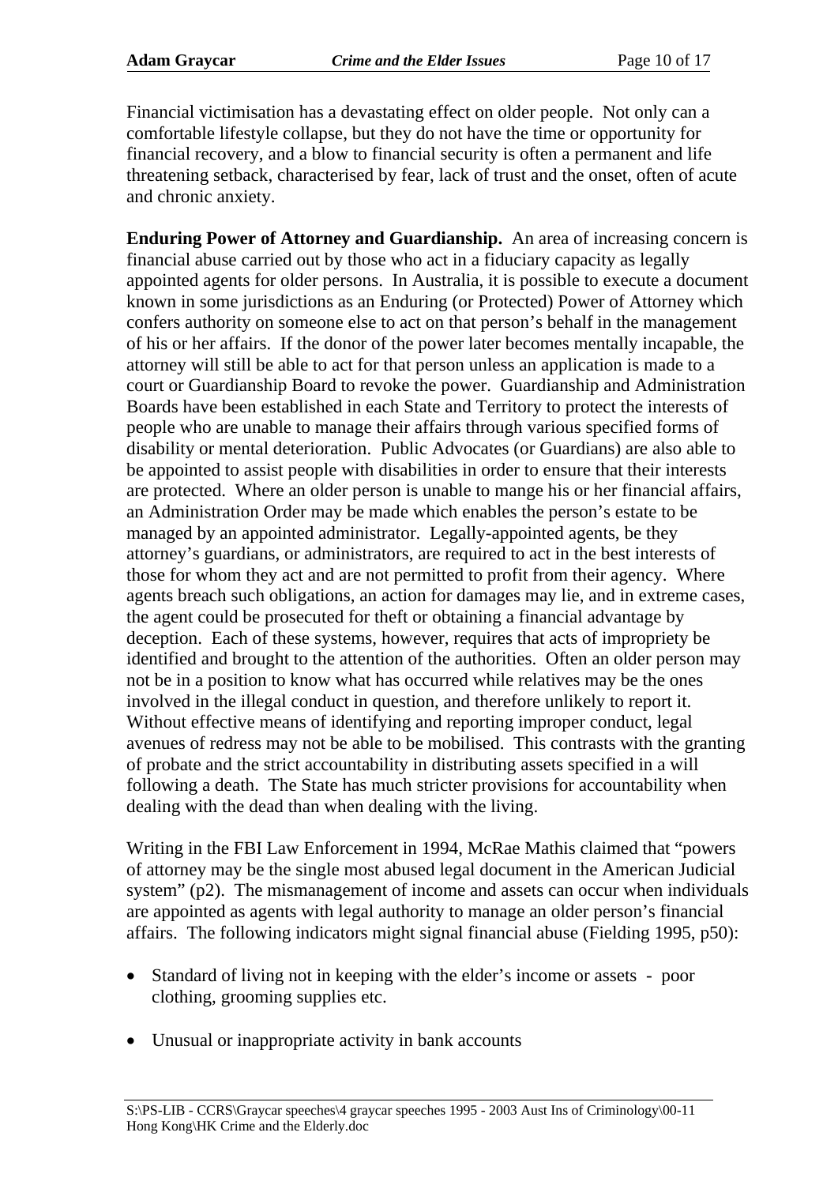Financial victimisation has a devastating effect on older people. Not only can a comfortable lifestyle collapse, but they do not have the time or opportunity for financial recovery, and a blow to financial security is often a permanent and life threatening setback, characterised by fear, lack of trust and the onset, often of acute and chronic anxiety.

**Enduring Power of Attorney and Guardianship.** An area of increasing concern is financial abuse carried out by those who act in a fiduciary capacity as legally appointed agents for older persons. In Australia, it is possible to execute a document known in some jurisdictions as an Enduring (or Protected) Power of Attorney which confers authority on someone else to act on that person's behalf in the management of his or her affairs. If the donor of the power later becomes mentally incapable, the attorney will still be able to act for that person unless an application is made to a court or Guardianship Board to revoke the power. Guardianship and Administration Boards have been established in each State and Territory to protect the interests of people who are unable to manage their affairs through various specified forms of disability or mental deterioration. Public Advocates (or Guardians) are also able to be appointed to assist people with disabilities in order to ensure that their interests are protected. Where an older person is unable to mange his or her financial affairs, an Administration Order may be made which enables the person's estate to be managed by an appointed administrator. Legally-appointed agents, be they attorney's guardians, or administrators, are required to act in the best interests of those for whom they act and are not permitted to profit from their agency. Where agents breach such obligations, an action for damages may lie, and in extreme cases, the agent could be prosecuted for theft or obtaining a financial advantage by deception. Each of these systems, however, requires that acts of impropriety be identified and brought to the attention of the authorities. Often an older person may not be in a position to know what has occurred while relatives may be the ones involved in the illegal conduct in question, and therefore unlikely to report it. Without effective means of identifying and reporting improper conduct, legal avenues of redress may not be able to be mobilised. This contrasts with the granting of probate and the strict accountability in distributing assets specified in a will following a death. The State has much stricter provisions for accountability when dealing with the dead than when dealing with the living.

Writing in the FBI Law Enforcement in 1994, McRae Mathis claimed that "powers of attorney may be the single most abused legal document in the American Judicial system" (p2). The mismanagement of income and assets can occur when individuals are appointed as agents with legal authority to manage an older person's financial affairs. The following indicators might signal financial abuse (Fielding 1995, p50):

- Standard of living not in keeping with the elder's income or assets - poor clothing, grooming supplies etc.
- Unusual or inappropriate activity in bank accounts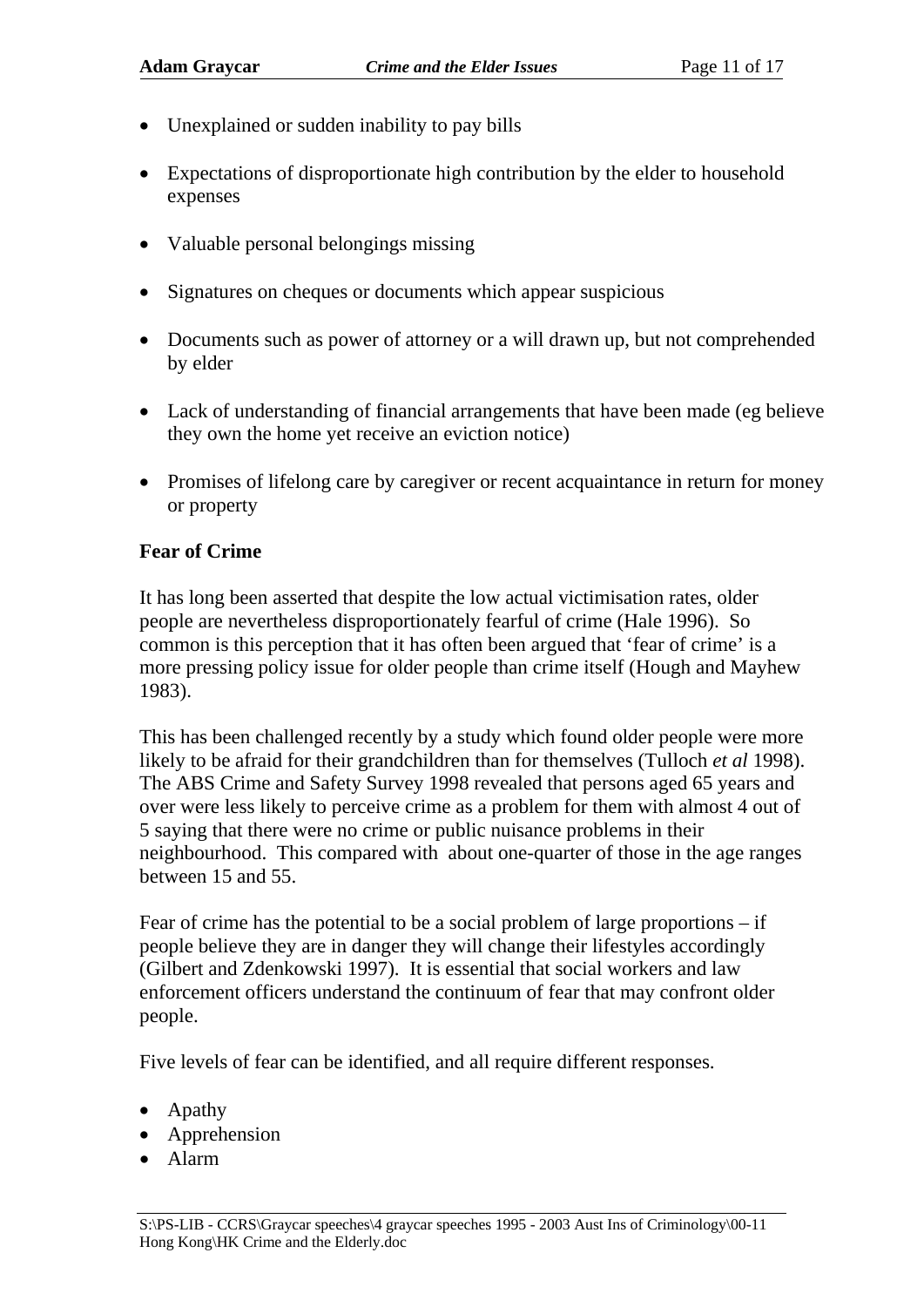- Unexplained or sudden inability to pay bills
- Expectations of disproportionate high contribution by the elder to household expenses
- Valuable personal belongings missing
- Signatures on cheques or documents which appear suspicious
- Documents such as power of attorney or a will drawn up, but not comprehended by elder
- Lack of understanding of financial arrangements that have been made (eg believe they own the home yet receive an eviction notice)
- Promises of lifelong care by caregiver or recent acquaintance in return for money or property

**Fear of Crime**

It has long been asserted that despite the low actual victimisation rates, older people are nevertheless disproportionately fearful of crime (Hale 1996). So common is this perception that it has often been argued that 'fear of crime' is a more pressing policy issue for older people than crime itself (Hough and Mayhew 1983).

This has been challenged recently by a study which found older people were more likely to be afraid for their grandchildren than for themselves (Tulloch *et al* 1998). The ABS Crime and Safety Survey 1998 revealed that persons aged 65 years and over were less likely to perceive crime as a problem for them with almost 4 out of 5 saying that there were no crime or public nuisance problems in their neighbourhood. This compared with about one-quarter of those in the age ranges between 15 and 55.

Fear of crime has the potential to be a social problem of large proportions – if people believe they are in danger they will change their lifestyles accordingly (Gilbert and Zdenkowski 1997). It is essential that social workers and law enforcement officers understand the continuum of fear that may confront older people.

Five levels of fear can be identified, and all require different responses.

- Apathy
- Apprehension
- Alarm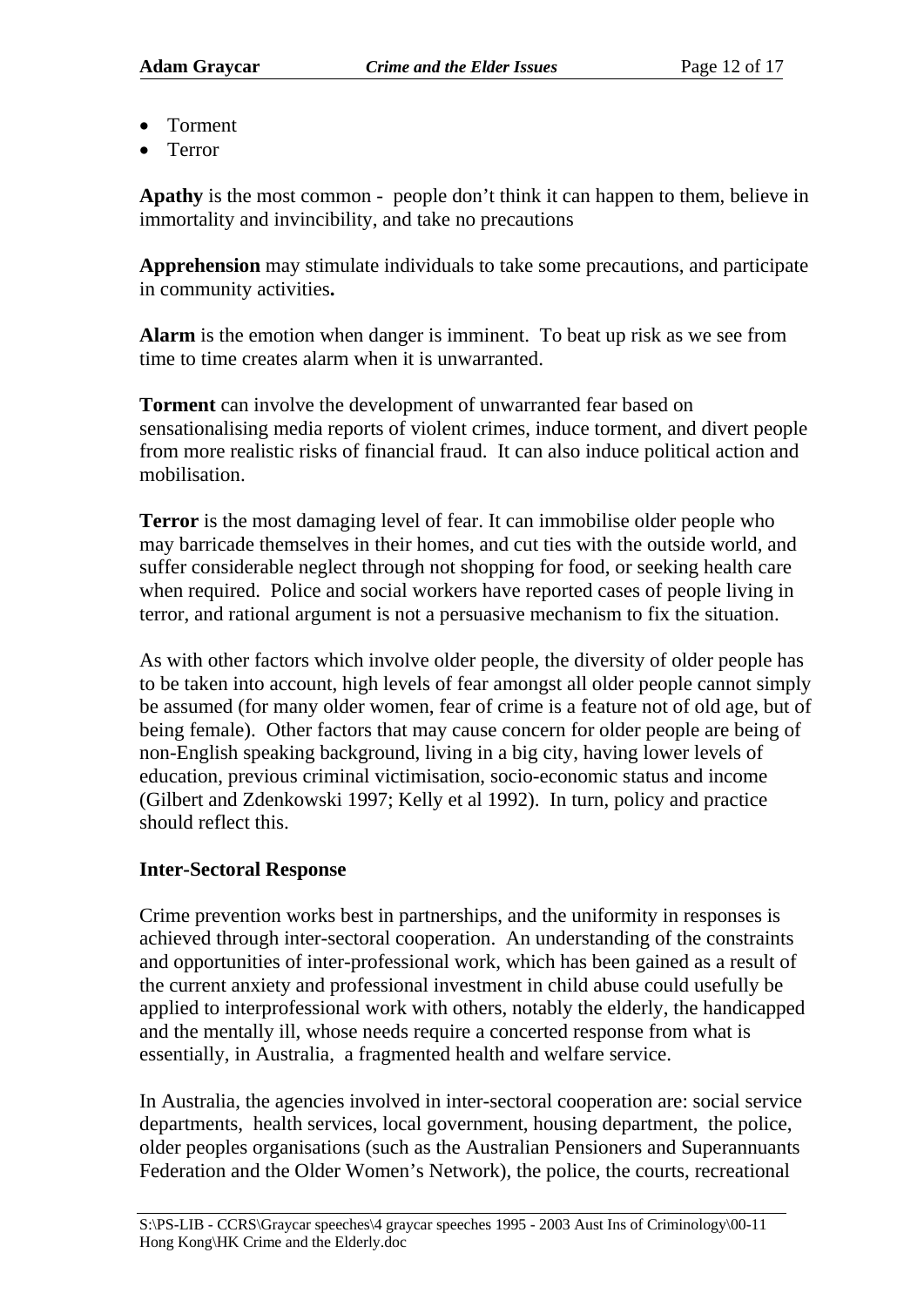- Torment
- Terror

**Apathy** is the most common - people don't think it can happen to them, believe in immortality and invincibility, and take no precautions

**Apprehension** may stimulate individuals to take some precautions, and participate in community activities**.**

**Alarm** is the emotion when danger is imminent. To beat up risk as we see from time to time creates alarm when it is unwarranted.

**Torment** can involve the development of unwarranted fear based on sensationalising media reports of violent crimes, induce torment, and divert people from more realistic risks of financial fraud. It can also induce political action and mobilisation.

**Terror** is the most damaging level of fear. It can immobilise older people who may barricade themselves in their homes, and cut ties with the outside world, and suffer considerable neglect through not shopping for food, or seeking health care when required. Police and social workers have reported cases of people living in terror, and rational argument is not a persuasive mechanism to fix the situation.

As with other factors which involve older people, the diversity of older people has to be taken into account, high levels of fear amongst all older people cannot simply be assumed (for many older women, fear of crime is a feature not of old age, but of being female). Other factors that may cause concern for older people are being of non-English speaking background, living in a big city, having lower levels of education, previous criminal victimisation, socio-economic status and income (Gilbert and Zdenkowski 1997; Kelly et al 1992). In turn, policy and practice should reflect this.

## Inter-Sectoral Response

Crime prevention works best in partnerships, and the uniformity in responses is achieved through inter-sectoral cooperation. An understanding of the constraints and opportunities of inter-professional work, which has been gained as a result of the current anxiety and professional investment in child abuse could usefully be applied to interprofessional work with others, notably the elderly, the handicapped and the mentally ill, whose needs require a concerted response from what is essentially, in Australia, a fragmented health and welfare service.

In Australia, the agencies involved in inter-sectoral cooperation are: social service departments, health services, local government, housing department, the police, older peoples organisations (such as the Australian Pensioners and Superannuants Federation and the Older Women's Network), the police, the courts, recreational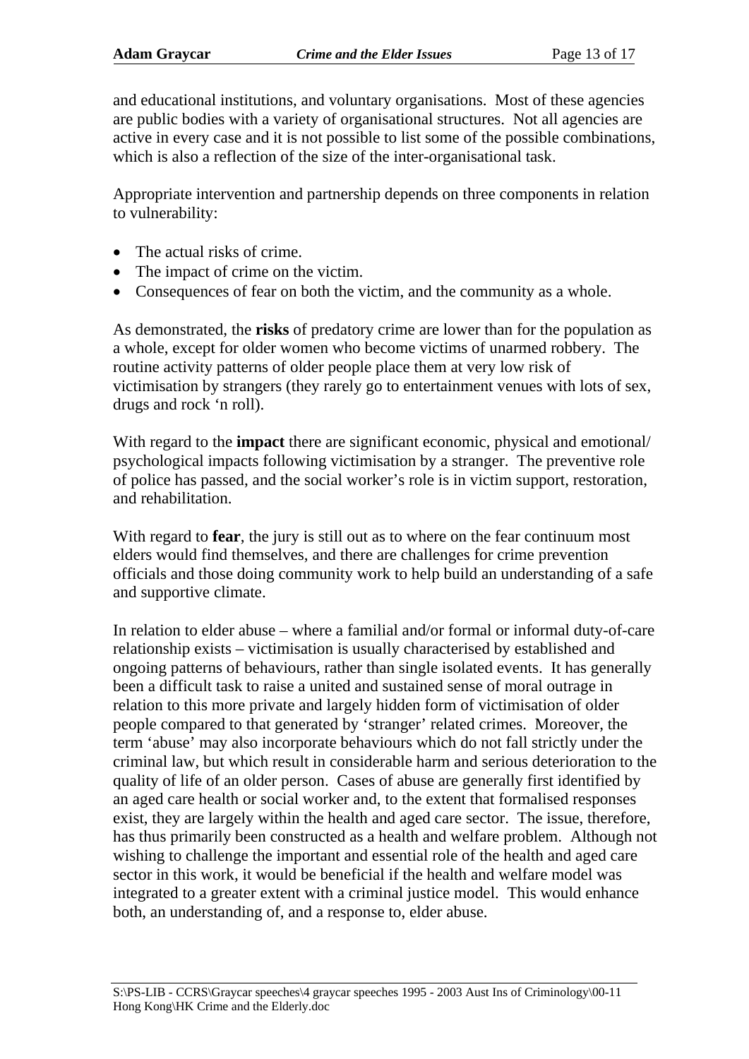and educational institutions, and voluntary organisations. Most of these agencies are public bodies with a variety of organisational structures. Not all agencies are active in every case and it is not possible to list some of the possible combinations, which is also a reflection of the size of the inter-organisational task.

Appropriate intervention and partnership depends on three components in relation to vulnerability:

- The actual risks of crime.
- The impact of crime on the victim.
- Consequences of fear on both the victim, and the community as a whole.

As demonstrated, the **risks** of predatory crime are lower than for the population as a whole, except for older women who become victims of unarmed robbery. The routine activity patterns of older people place them at very low risk of victimisation by strangers (they rarely go to entertainment venues with lots of sex, drugs and rock 'n roll).

With regard to the **impact** there are significant economic, physical and emotional/ psychological impacts following victimisation by a stranger. The preventive role of police has passed, and the social worker's role is in victim support, restoration, and rehabilitation.

With regard to **fear**, the jury is still out as to where on the fear continuum most elders would find themselves, and there are challenges for crime prevention officials and those doing community work to help build an understanding of a safe and supportive climate.

In relation to elder abuse – where a familial and/or formal or informal duty-of-care relationship exists – victimisation is usually characterised by established and ongoing patterns of behaviours, rather than single isolated events. It has generally been a difficult task to raise a united and sustained sense of moral outrage in relation to this more private and largely hidden form of victimisation of older people compared to that generated by 'stranger' related crimes. Moreover, the term 'abuse' may also incorporate behaviours which do not fall strictly under the criminal law, but which result in considerable harm and serious deterioration to the quality of life of an older person. Cases of abuse are generally first identified by an aged care health or social worker and, to the extent that formalised responses exist, they are largely within the health and aged care sector. The issue, therefore, has thus primarily been constructed as a health and welfare problem. Although not wishing to challenge the important and essential role of the health and aged care sector in this work, it would be beneficial if the health and welfare model was integrated to a greater extent with a criminal justice model. This would enhance both, an understanding of, and a response to, elder abuse.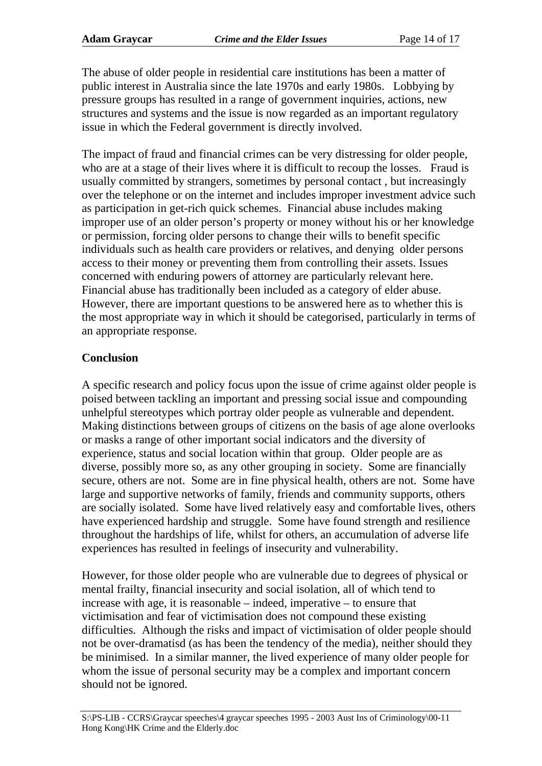The abuse of older people in residential care institutions has been a matter of public interest in Australia since the late 1970s and early 1980s. Lobbying by pressure groups has resulted in a range of government inquiries, actions, new structures and systems and the issue is now regarded as an important regulatory issue in which the Federal government is directly involved.

The impact of fraud and financial crimes can be very distressing for older people, who are at a stage of their lives where it is difficult to recoup the losses. Fraud is usually committed by strangers, sometimes by personal contact , but increasingly over the telephone or on the internet and includes improper investment advice such as participation in get-rich quick schemes. Financial abuse includes making improper use of an older person's property or money without his or her knowledge or permission, forcing older persons to change their wills to benefit specific individuals such as health care providers or relatives, and denying older persons access to their money or preventing them from controlling their assets. Issues concerned with enduring powers of attorney are particularly relevant here. Financial abuse has traditionally been included as a category of elder abuse. However, there are important questions to be answered here as to whether this is the most appropriate way in which it should be categorised, particularly in terms of an appropriate response.

## Conclusion

A specific research and policy focus upon the issue of crime against older people is poised between tackling an important and pressing social issue and compounding unhelpful stereotypes which portray older people as vulnerable and dependent. Making distinctions between groups of citizens on the basis of age alone overlooks or masks a range of other important social indicators and the diversity of experience, status and social location within that group. Older people are as diverse, possibly more so, as any other grouping in society. Some are financially secure, others are not. Some are in fine physical health, others are not. Some have large and supportive networks of family, friends and community supports, others are socially isolated. Some have lived relatively easy and comfortable lives, others have experienced hardship and struggle. Some have found strength and resilience throughout the hardships of life, whilst for others, an accumulation of adverse life experiences has resulted in feelings of insecurity and vulnerability.

However, for those older people who are vulnerable due to degrees of physical or mental frailty, financial insecurity and social isolation, all of which tend to increase with age, it is reasonable – indeed, imperative – to ensure that victimisation and fear of victimisation does not compound these existing difficulties. Although the risks and impact of victimisation of older people should not be over-dramatisd (as has been the tendency of the media), neither should they be minimised. In a similar manner, the lived experience of many older people for whom the issue of personal security may be a complex and important concern should not be ignored.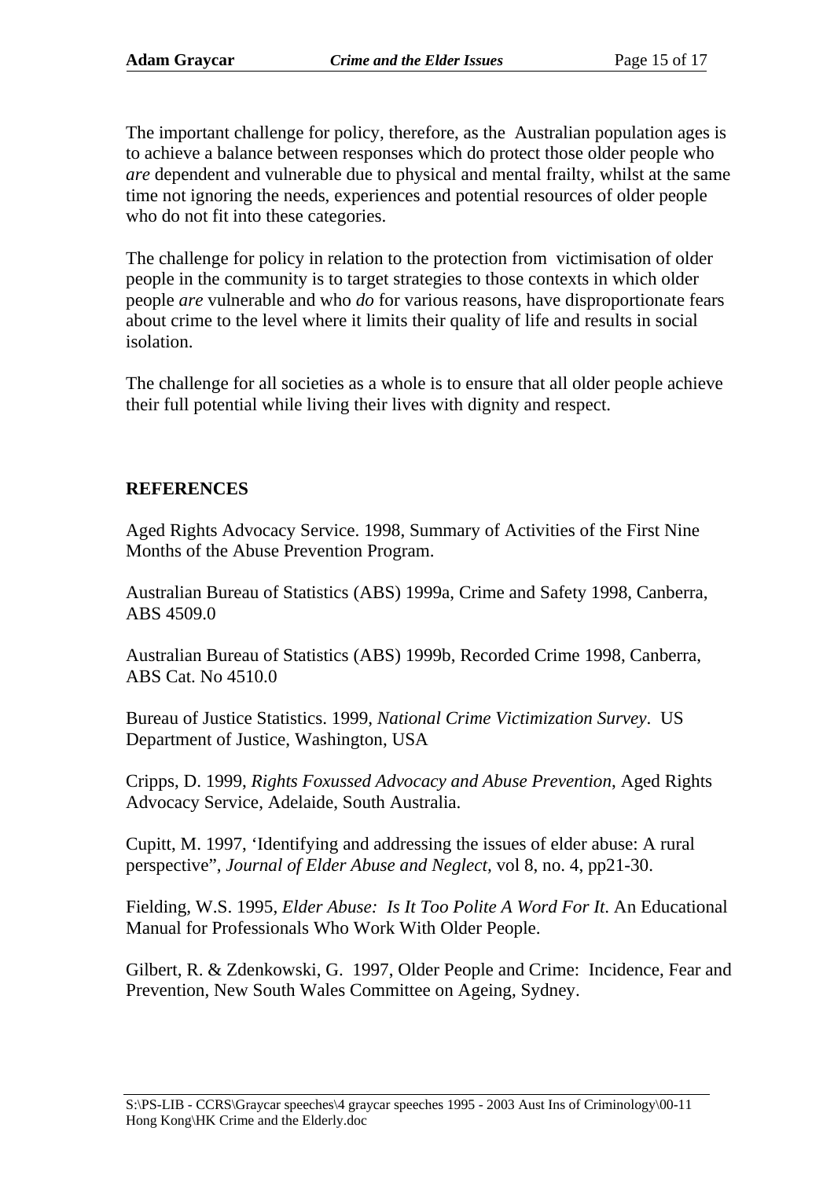The important challenge for policy, therefore, as the Australian population ages is to achieve a balance between responses which do protect those older people who *are* dependent and vulnerable due to physical and mental frailty, whilst at the same time not ignoring the needs, experiences and potential resources of older people who do not fit into these categories.

The challenge for policy in relation to the protection from victimisation of older people in the community is to target strategies to those contexts in which older people *are* vulnerable and who *do* for various reasons, have disproportionate fears about crime to the level where it limits their quality of life and results in social isolation.

The challenge for all societies as a whole is to ensure that all older people achieve their full potential while living their lives with dignity and respect.

## REFERENCES

Aged Rights Advocacy Service. 1998, Summary of Activities of the First Nine Months of the Abuse Prevention Program.

Australian Bureau of Statistics (ABS) 1999a, Crime and Safety 1998, Canberra, ABS 4509.0

Australian Bureau of Statistics (ABS) 1999b, Recorded Crime 1998, Canberra, ABS Cat. No 4510.0

Bureau of Justice Statistics. 1999, *National Crime Victimization Survey*. US Department of Justice, Washington, USA

Cripps, D. 1999, *Rights Foxussed Advocacy and Abuse Prevention*, Aged Rights Advocacy Service, Adelaide, South Australia.

Cupitt, M. 1997, 'Identifying and addressing the issues of elder abuse: A rural perspective", *Journal of Elder Abuse and Neglect,* vol 8, no. 4, pp21-30.

Fielding, W.S. 1995, *Elder Abuse: Is It Too Polite A Word For It.* An Educational Manual for Professionals Who Work With Older People.

Gilbert, R. & Zdenkowski, G. 1997, Older People and Crime: Incidence, Fear and Prevention, New South Wales Committee on Ageing, Sydney.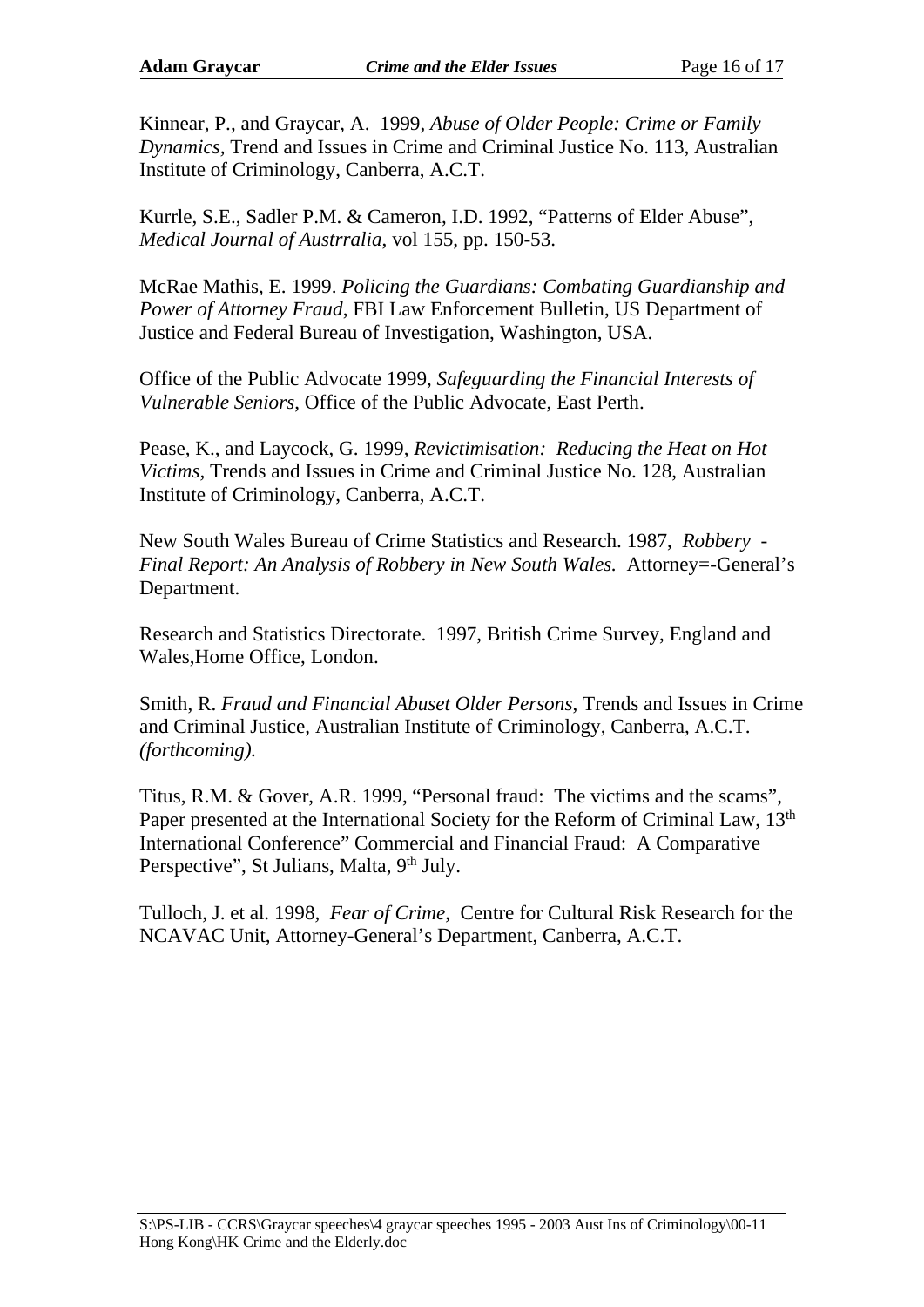Kinnear, P., and Graycar, A. 1999, *Abuse of Older People: Crime or Family Dynamics,* Trend and Issues in Crime and Criminal Justice No. 113, Australian Institute of Criminology, Canberra, A.C.T.

Kurrle, S.E., Sadler P.M. & Cameron, I.D. 1992, "Patterns of Elder Abuse", *Medical Journal of Austrralia*, vol 155, pp. 150-53.

McRae Mathis, E. 1999. *Policing the Guardians: Combating Guardianship and Power of Attorney Fraud*, FBI Law Enforcement Bulletin, US Department of Justice and Federal Bureau of Investigation, Washington, USA.

Office of the Public Advocate 1999, *Safeguarding the Financial Interests of Vulnerable Seniors*, Office of the Public Advocate, East Perth.

Pease, K., and Laycock, G. 1999, *Revictimisation: Reducing the Heat on Hot Victims,* Trends and Issues in Crime and Criminal Justice No. 128, Australian Institute of Criminology, Canberra, A.C.T.

New South Wales Bureau of Crime Statistics and Research. 1987, *Robbery - Final Report: An Analysis of Robbery in New South Wales.* Attorney=-General's Department.

Research and Statistics Directorate. 1997, British Crime Survey, England and Wales,Home Office, London.

Smith, R. *Fraud and Financial Abuset Older Persons*, Trends and Issues in Crime and Criminal Justice, Australian Institute of Criminology, Canberra, A.C.T. *(forthcoming).*

Titus, R.M. & Gover, A.R. 1999, "Personal fraud: The victims and the scams", Paper presented at the International Society for the Reform of Criminal Law, 13th International Conference" Commercial and Financial Fraud: A Comparative Perspective", St Julians, Malta, 9th July.

Tulloch, J. et al. 1998, *Fear of Crime,* Centre for Cultural Risk Research for the NCAVAC Unit, Attorney-General's Department, Canberra, A.C.T.